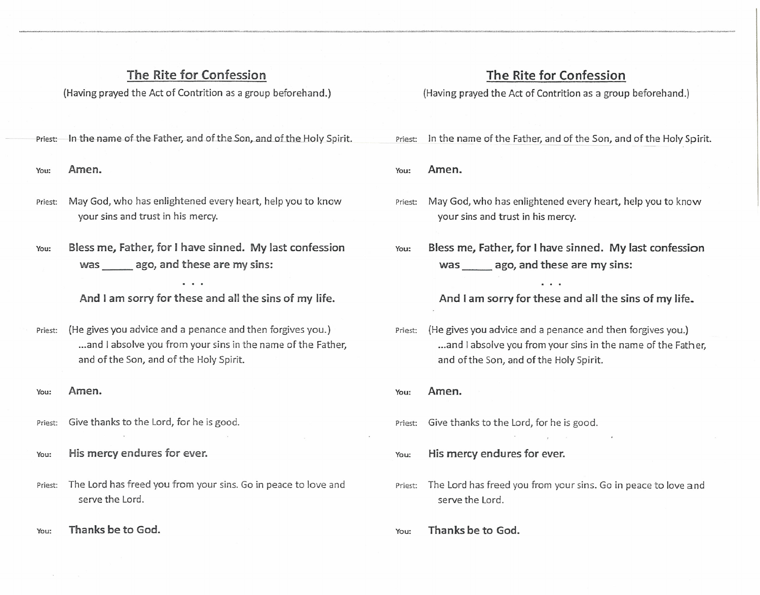## The Rite for Confession

(Having prayed the Act of Contrition as a group beforehand.)

Priest: In the name of the Father, and of the Son, and of the Holy Spirit.

You: **Amen.**

Priest: May God, who has enlightened every heart, help you to know your sins and trust in his mercy.

You: **Bless me, Father, for I have sinned. My last confession was _____ ago, and these are my sins:**

**. . .**

**And I am sorry for these and all the sins of my life.**

Priest: (He gives you advice and a penance and then forgives you.) ...and I absolve you from your sins in the name of the Father, and of the Son, and of the Holy Spirit.

You: **Amen.**

Priest: Give thanks to the Lord, for he is good.

You: **His mercy endures for ever.**

Priest: The Lord has freed you from your sins. Go in peace to love and serve the Lord.

You: **Thanks be to God.**

## The Rite for Confession

(Having prayed the Act of Contrition as a group beforehand.)

Priest: In the name of the Father, and of the Son, and of the Holy Spirit.

You: **Amen.**

Priest: May God, who has enlightened every heart, help you to know your sins and trust in his mercy.

You: **Bless me, Father, for I have sinned. My last confession was _____ ago, and these are my sins:**

**. . .**

**And I am sorry for these and all the sins of my life.**

Priest: (He gives you advice and a penance and then forgives you.) ...and I absolve you from your sins in the name of the Father, and of the Son, and of the Holy Spirit.

You: **Amen.**

Priest: Give thanks to the Lord, for he is good.

You: **His mercy endures for ever.**

Priest: The Lord has freed you from your sins. Go in peace to love and serve the Lord.

You: **Thanks be to God.**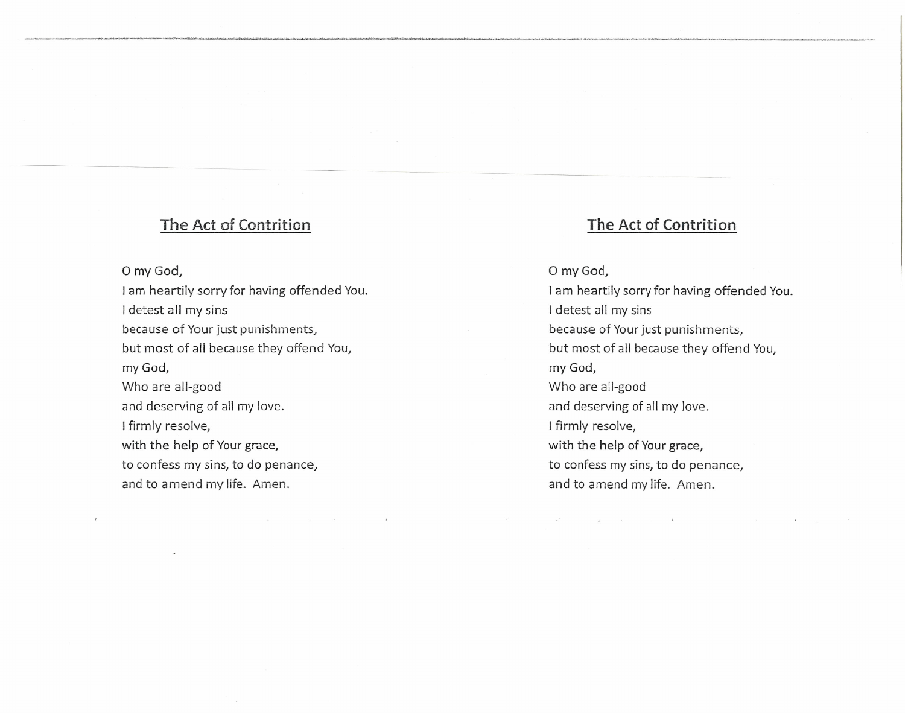## The Act of Contrition

O my God,
I am heartily sorry for having offended You.
I detest all my sins
because of Your just punishments,
but most of all because they offend You,
my God,
Who are all-good
and deserving of all my love.
I firmly resolve,
with the help of Your grace,
to confess my sins, to do penance,
and to amend my life. Amen.

## The Act of Contrition

O my God,
I am heartily sorry for having offended You.
I detest all my sins
because of Your just punishments,
but most of all because they offend You,
my God,
Who are all-good
and deserving of all my love.
I firmly resolve,
with the help of Your grace,
to confess my sins, to do penance,
and to amend my life. Amen.